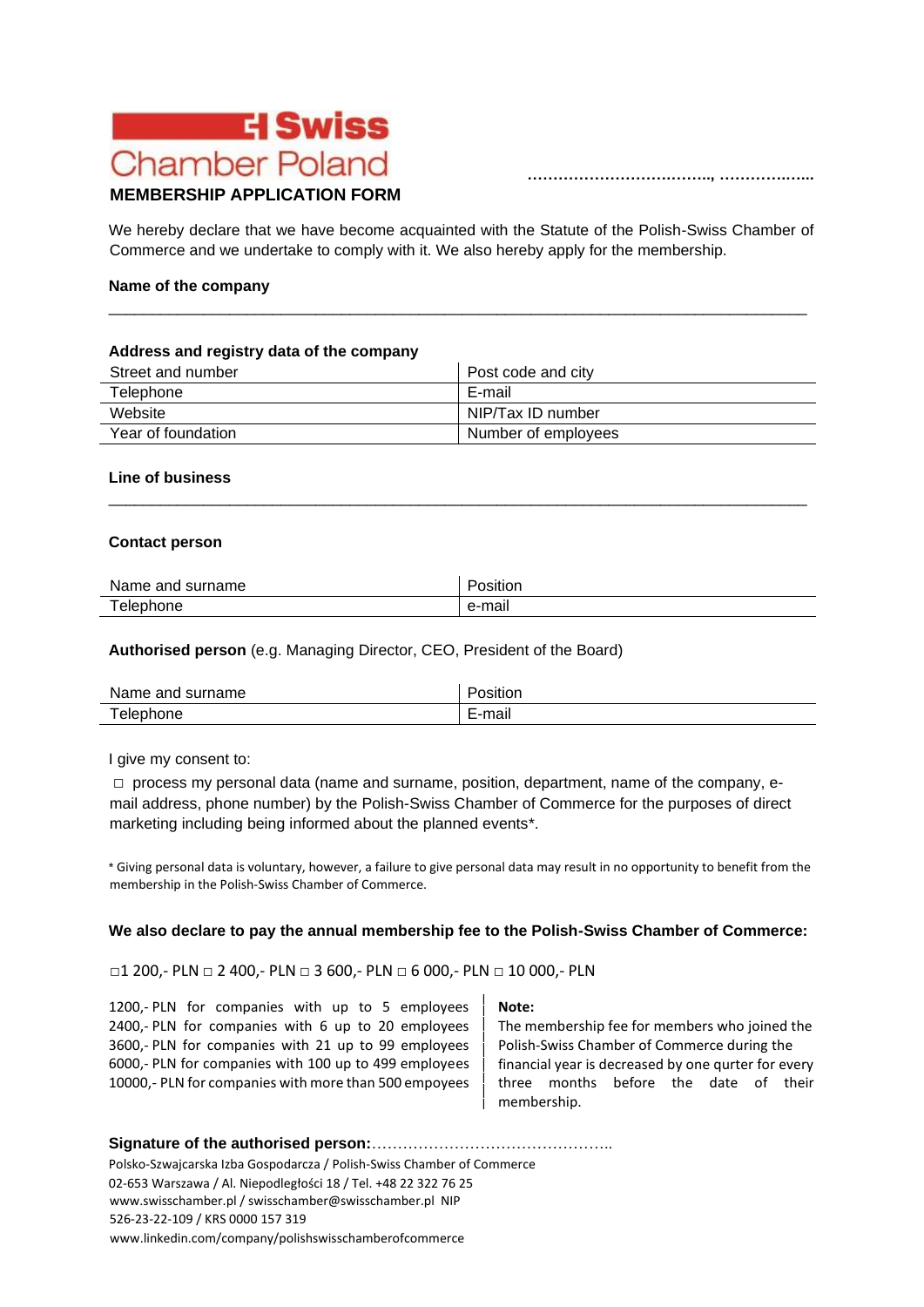Swiss Chamber Poland

……………………………., ……………...

**MEMBERSHIP APPLICATION FORM**

We hereby declare that we have become acquainted with the Statute of the Polish-Swiss Chamber of Commerce and we undertake to comply with it. We also hereby apply for the membership.

**Name of the company**

_______________________________________________________________________________

**Address and registry data of the company**

| | |
|---|---|
| Street and number | Post code and city |
| Telephone | E-mail |
| Website | NIP/Tax ID number |
| Year of foundation | Number of employees |

**Line of business**

_______________________________________________________________________________

**Contact person**

| | |
|---|---|
| Name and surname | Position |
| Telephone | e-mail |

**Authorised person** (e.g. Managing Director, CEO, President of the Board)

| | |
|---|---|
| Name and surname | Position |
| Telephone | E-mail |

I give my consent to:

□ process my personal data (name and surname, position, department, name of the company, e-mail address, phone number) by the Polish-Swiss Chamber of Commerce for the purposes of direct marketing including being informed about the planned events*.

* Giving personal data is voluntary, however, a failure to give personal data may result in no opportunity to benefit from the membership in the Polish-Swiss Chamber of Commerce.

**We also declare to pay the annual membership fee to the Polish-Swiss Chamber of Commerce:**

□1 200,- PLN □ 2 400,- PLN □ 3 600,- PLN □ 6 000,- PLN □ 10 000,- PLN

1200,- PLN for companies with up to 5 employees
2400,- PLN for companies with 6 up to 20 employees
3600,- PLN for companies with 21 up to 99 employees
6000,- PLN for companies with 100 up to 499 employees
10000,- PLN for companies with more than 500 empoyees

**Note:**
The membership fee for members who joined the Polish-Swiss Chamber of Commerce during the financial year is decreased by one qurter for every three months before the date of their membership.

**Signature of the authorised person:**………………………………………..

Polsko-Szwajcarska Izba Gospodarcza / Polish-Swiss Chamber of Commerce
02-653 Warszawa / Al. Niepodległości 18 / Tel. +48 22 322 76 25
www.swisschamber.pl / swisschamber@swisschamber.pl NIP
526-23-22-109 / KRS 0000 157 319
www.linkedin.com/company/polishswisschamberofcommerce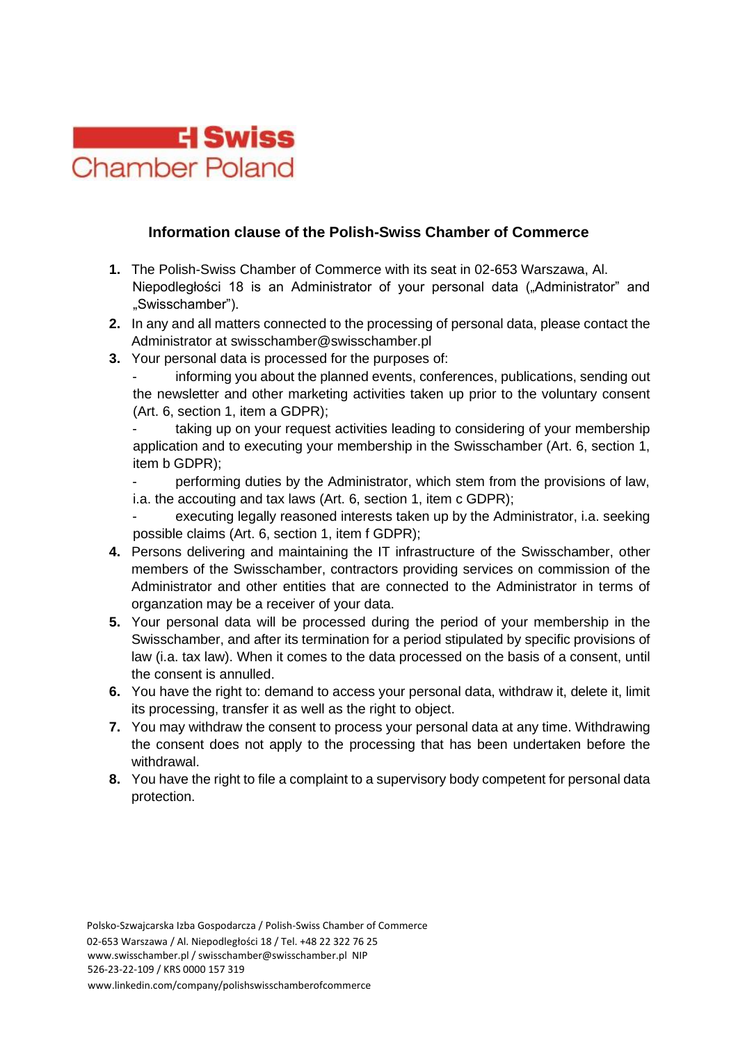# Information clause of the Polish-Swiss Chamber of Commerce

1. The Polish-Swiss Chamber of Commerce with its seat in 02-653 Warszawa, Al. Niepodległości 18 is an Administrator of your personal data („Administrator" and „Swisschamber").
2. In any and all matters connected to the processing of personal data, please contact the Administrator at swisschamber@swisschamber.pl
3. Your personal data is processed for the purposes of:
   - informing you about the planned events, conferences, publications, sending out the newsletter and other marketing activities taken up prior to the voluntary consent (Art. 6, section 1, item a GDPR);
   - taking up on your request activities leading to considering of your membership application and to executing your membership in the Swisschamber (Art. 6, section 1, item b GDPR);
   - performing duties by the Administrator, which stem from the provisions of law, i.a. the accouting and tax laws (Art. 6, section 1, item c GDPR);
   - executing legally reasoned interests taken up by the Administrator, i.a. seeking possible claims (Art. 6, section 1, item f GDPR);
4. Persons delivering and maintaining the IT infrastructure of the Swisschamber, other members of the Swisschamber, contractors providing services on commission of the Administrator and other entities that are connected to the Administrator in terms of organzation may be a receiver of your data.
5. Your personal data will be processed during the period of your membership in the Swisschamber, and after its termination for a period stipulated by specific provisions of law (i.a. tax law). When it comes to the data processed on the basis of a consent, until the consent is annulled.
6. You have the right to: demand to access your personal data, withdraw it, delete it, limit its processing, transfer it as well as the right to object.
7. You may withdraw the consent to process your personal data at any time. Withdrawing the consent does not apply to the processing that has been undertaken before the withdrawal.
8. You have the right to file a complaint to a supervisory body competent for personal data protection.